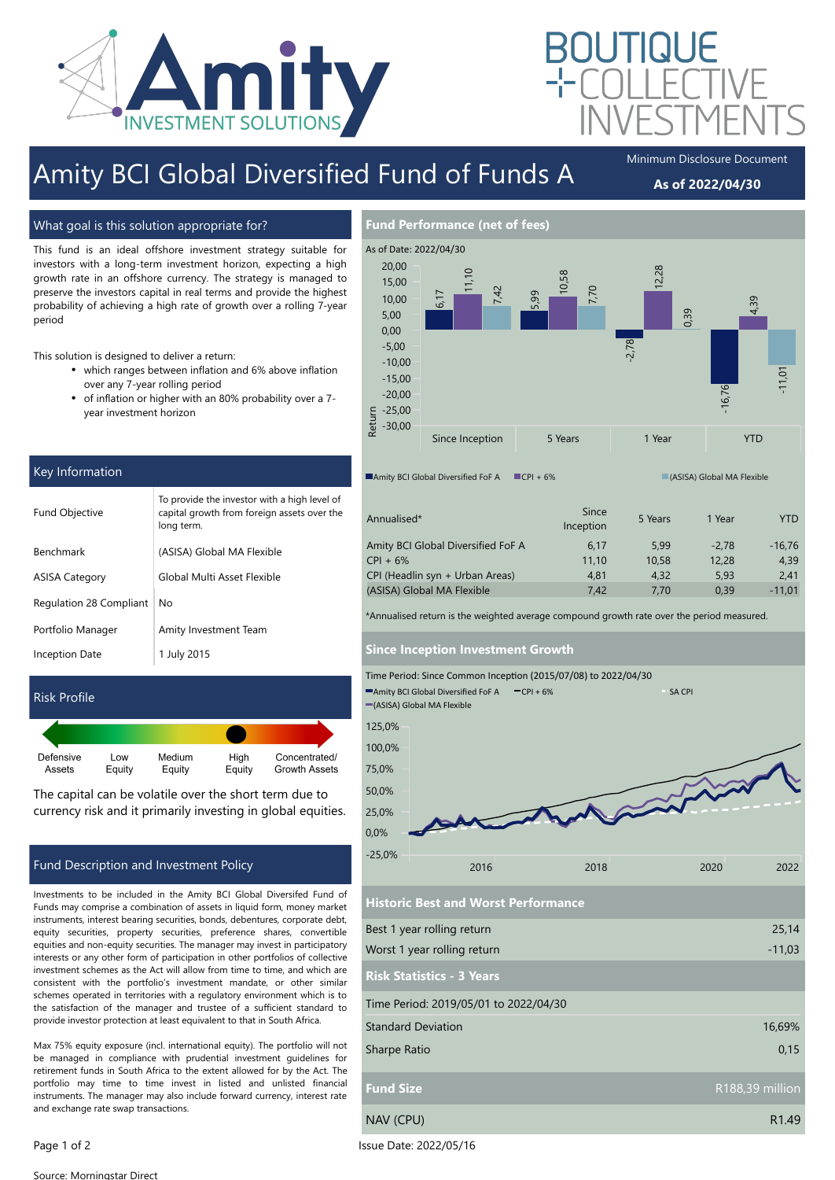# Amity BCI Global Diversified Fund of Funds A

Minimum Disclosure Document

**As of 2022/04/30**

## What goal is this solution appropriate for?

This fund is an ideal offshore investment strategy suitable for investors with a long-term investment horizon, expecting a high growth rate in an offshore currency. The strategy is managed to preserve the investors capital in real terms and provide the highest probability of achieving a high rate of growth over a rolling 7-year period

This solution is designed to deliver a return:

- which ranges between inflation and 6% above inflation over any 7-year rolling period
- of inflation or higher with an 80% probability over a 7-year investment horizon

## Key Information

| | |
|---|---|
| Fund Objective | To provide the investor with a high level of capital growth from foreign assets over the long term. |
| Benchmark | (ASISA) Global MA Flexible |
| ASISA Category | Global Multi Asset Flexible |
| Regulation 28 Compliant | No |
| Portfolio Manager | Amity Investment Team |
| Inception Date | 1 July 2015 |

## Risk Profile

Defensive Assets | Low Equity | Medium Equity | **High Equity** | Concentrated/ Growth Assets

The capital can be volatile over the short term due to currency risk and it primarily investing in global equities.

## Fund Description and Investment Policy

Investments to be included in the Amity BCI Global Diversifed Fund of Funds may comprise a combination of assets in liquid form, money market instruments, interest bearing securities, bonds, debentures, corporate debt, equity securities, property securities, preference shares, convertible equities and non-equity securities. The manager may invest in participatory interests or any other form of participation in other portfolios of collective investment schemes as the Act will allow from time to time, and which are consistent with the portfolio's investment mandate, or other similar schemes operated in territories with a regulatory environment which is to the satisfaction of the manager and trustee of a sufficient standard to provide investor protection at least equivalent to that in South Africa.

Max 75% equity exposure (incl. international equity). The portfolio will not be managed in compliance with prudential investment guidelines for retirement funds in South Africa to the extent allowed for by the Act. The portfolio may from time to time invest in listed and unlisted financial instruments. The manager may also include forward currency, interest rate and exchange rate swap transactions.

## Fund Performance (net of fees)

As of Date: 2022/04/30

| Annualised* | Since Inception | 5 Years | 1 Year | YTD |
|---|---|---|---|---|
| Amity BCI Global Diversified FoF A | 6,17 | 5,99 | -2,78 | -16,76 |
| CPI + 6% | 11,10 | 10,58 | 12,28 | 4,39 |
| CPI (Headlin syn + Urban Areas) | 4,81 | 4,32 | 5,93 | 2,41 |
| (ASISA) Global MA Flexible | 7,42 | 7,70 | 0,39 | -11,01 |

*Annualised return is the weighted average compound growth rate over the period measured.

## Since Inception Investment Growth

Time Period: Since Common Inception (2015/07/08) to 2022/04/30

## Historic Best and Worst Performance

| | |
|---|---|
| Best 1 year rolling return | 25,14 |
| Worst 1 year rolling return | -11,03 |

## Risk Statistics - 3 Years

Time Period: 2019/05/01 to 2022/04/30

| | |
|---|---|
| Standard Deviation | 16,69% |
| Sharpe Ratio | 0,15 |

## Fund Size

R188,39 million

| | |
|---|---|
| NAV (CPU) | R1.49 |

Issue Date: 2022/05/16

Source: Morningstar Direct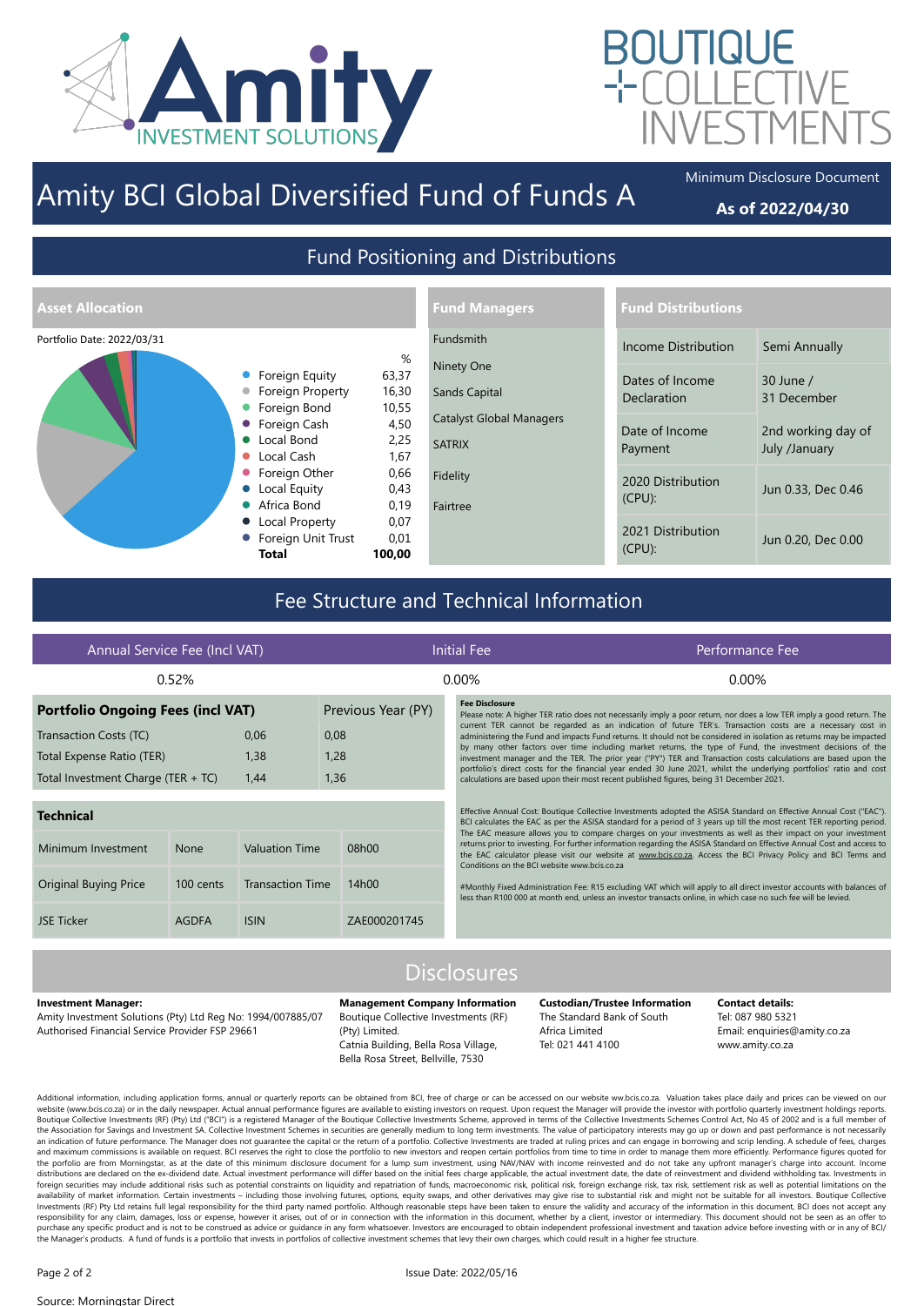# Amity BCI Global Diversified Fund of Funds A

Minimum Disclosure Document

**As of 2022/04/30**

## Fund Positioning and Distributions

### Asset Allocation

Portfolio Date: 2022/03/31

| | % |
|---|---|
| Foreign Equity | 63,37 |
| Foreign Property | 16,30 |
| Foreign Bond | 10,55 |
| Foreign Cash | 4,50 |
| Local Bond | 2,25 |
| Local Cash | 1,67 |
| Foreign Other | 0,66 |
| Local Equity | 0,43 |
| Africa Bond | 0,19 |
| Local Property | 0,07 |
| Foreign Unit Trust | 0,01 |
| **Total** | **100,00** |

### Fund Managers

- Fundsmith
- Ninety One
- Sands Capital
- Catalyst Global Managers
- SATRIX
- Fidelity
- Fairtree

### Fund Distributions

| | |
|---|---|
| Income Distribution | Semi Annually |
| Dates of Income Declaration | 30 June / 31 December |
| Date of Income Payment | 2nd working day of July /January |
| 2020 Distribution (CPU): | Jun 0.33, Dec 0.46 |
| 2021 Distribution (CPU): | Jun 0.20, Dec 0.00 |

## Fee Structure and Technical Information

| Annual Service Fee (Incl VAT) | Initial Fee | Performance Fee |
|---|---|---|
| 0.52% | 0.00% | 0.00% |

| Portfolio Ongoing Fees (incl VAT) | | Previous Year (PY) |
|---|---|---|
| Transaction Costs (TC) | 0,06 | 0,08 |
| Total Expense Ratio (TER) | 1,38 | 1,28 |
| Total Investment Charge (TER + TC) | 1,44 | 1,36 |

### Technical

| | | | |
|---|---|---|---|
| Minimum Investment | None | Valuation Time | 08h00 |
| Original Buying Price | 100 cents | Transaction Time | 14h00 |
| JSE Ticker | AGDFA | ISIN | ZAE000201745 |

**Fee Disclosure**

Please note: A higher TER ratio does not necessarily imply a poor return, nor does a low TER imply a good return. The current TER cannot be regarded as an indication of future TER's. Transaction costs are a necessary cost in administering the Fund and impacts Fund returns. It should not be considered in isolation as returns may be impacted by many other factors over time including market returns, the type of Fund, the investment decisions of the investment manager and the TER. The prior year ("PY") TER and Transaction costs calculations are based upon the portfolio's direct costs for the financial year ended 30 June 2021, whilst the underlying portfolios' ratio and cost calculations are based upon their most recent published figures, being 31 December 2021.

Effective Annual Cost: Boutique Collective Investments adopted the ASISA Standard on Effective Annual Cost ("EAC"). BCI calculates the EAC as per the ASISA standard for a period of 3 years up till the most recent TER reporting period. The EAC measure allows you to compare charges on your investments as well as their impact on your investment returns prior to investing. For further information regarding the ASISA Standard on Effective Annual Cost and access to the EAC calculator please visit our website at www.bcis.co.za. Access the BCI Privacy Policy and BCI Terms and Conditions on the BCI website www.bcis.co.za

#Monthly Fixed Administration Fee: R15 excluding VAT which will apply to all direct investor accounts with balances of less than R100 000 at month end, unless an investor transacts online, in which case no such fee will be levied.

## Disclosures

**Investment Manager:**
Amity Investment Solutions (Pty) Ltd Reg No: 1994/007885/07
Authorised Financial Service Provider FSP 29661

**Management Company Information**
Boutique Collective Investments (RF) (Pty) Limited.
Catnia Building, Bella Rosa Village, Bella Rosa Street, Bellville, 7530

**Custodian/Trustee Information**
The Standard Bank of South Africa Limited
Tel: 021 441 4100

**Contact details:**
Tel: 087 980 5321
Email: enquiries@amity.co.za
www.amity.co.za

Additional information, including application forms, annual or quarterly reports can be obtained from BCI, free of charge or can be accessed on our website ww.bcis.co.za. Valuation takes place daily and prices can be viewed on our website (www.bcis.co.za) or in the daily newspaper. Actual annual performance figures are available to existing investors on request. Upon request the Manager will provide the investor with portfolio quarterly investment holdings reports. Boutique Collective Investments (RF) (Pty) Ltd ("BCI") is a registered Manager of the Boutique Collective Investments Scheme, approved in terms of the Collective Investments Schemes Control Act, No 45 of 2002 and is a full member of the Association for Savings and Investment SA. Collective Investment Schemes in securities are generally medium to long term investments. The value of participatory interests may go up or down and past performance is not necessarily an indication of future performance. The Manager does not guarantee the capital or the return of a portfolio. Collective Investments are traded at ruling prices and can engage in borrowing and scrip lending. A schedule of fees, charges and maximum commissions is available on request. BCI reserves the right to close the portfolio to new investors and reopen certain portfolios from time to time in order to manage them more efficiently. Performance figures quoted for the porfolio are from Morningstar, as at the date of this minimum disclosure document for a lump sum investment, using NAV/NAV with income reinvested and do not take any upfront manager's charge into account. Income distributions are declared on the ex-dividend date. Actual investment performance will differ based on the initial fees charge applicable, the actual investment date, the date of reinvestment and dividend withholding tax. Investments in foreign securities may include additional risks such as potential constraints on liquidity and repatriation of funds, macroeconomic risk, political risk, foreign exchange risk, tax risk, settlement risk as well as potential limitations on the availability of market information. Certain investments – including those involving futures, options, equity swaps, and other derivatives may give rise to substantial risk and might not be suitable for all investors. Boutique Collective Investments (RF) Pty Ltd retains full legal responsibility for the third party named portfolio. Although reasonable steps have been taken to ensure the validity and accuracy of the information in this document, BCI does not accept any responsibility for any claim, damages, loss or expense, however it arises, out of or in connection with the information in this document, whether by a client, investor or intermediary. This document should not be seen as an offer to purchase any specific product and is not to be construed as advice or guidance in any form whatsoever. Investors are encouraged to obtain independent professional investment and taxation advice before investing with or in any of BCI/ the Manager's products. A fund of funds is a portfolio that invests in portfolios of collective investment schemes that levy their own charges, which could result in a higher fee structure.

Issue Date: 2022/05/16

Source: Morningstar Direct